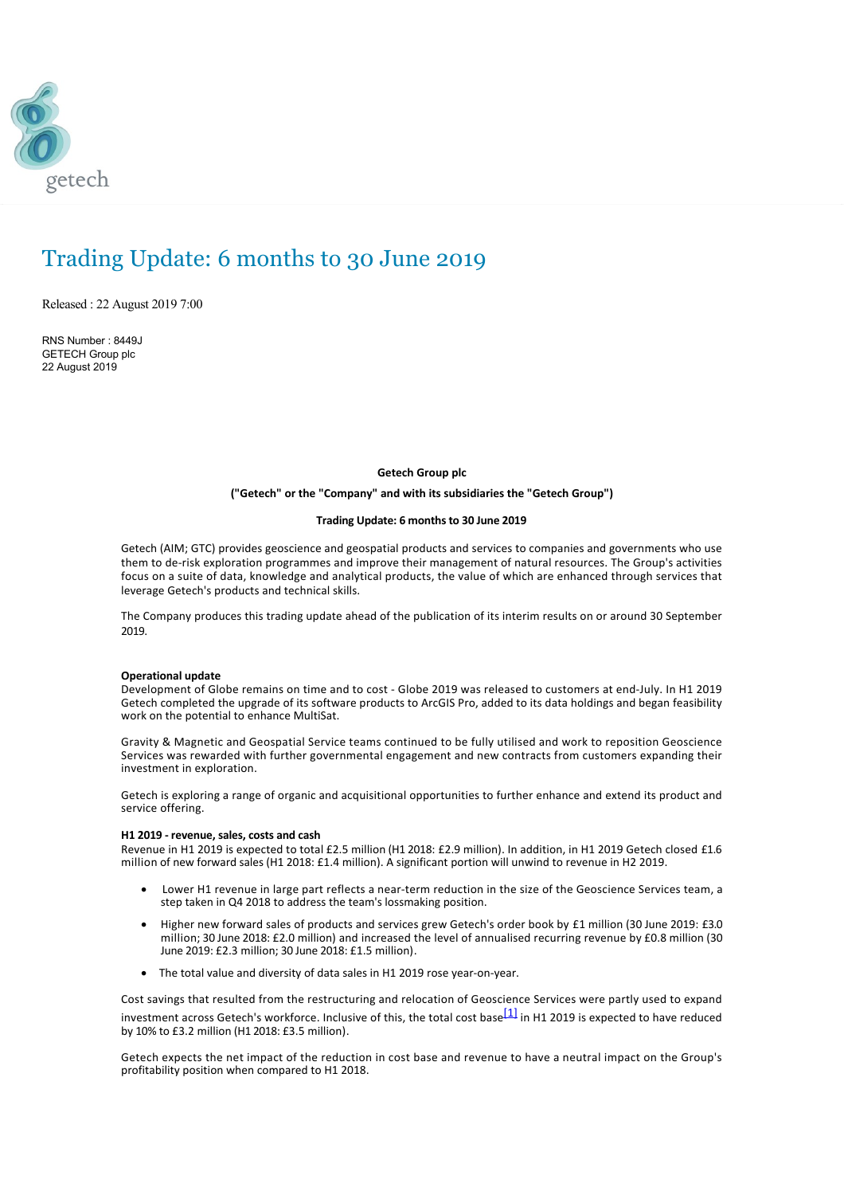getech

# Trading Update: 6 months to 30 June 2019

Released : 22 August 2019 7:00

RNS Number : 8449J
GETECH Group plc
22 August 2019

**Getech Group plc**

**("Getech" or the "Company" and with its subsidiaries the "Getech Group")**

**Trading Update: 6 months to 30 June 2019**

Getech (AIM; GTC) provides geoscience and geospatial products and services to companies and governments who use them to de-risk exploration programmes and improve their management of natural resources. The Group's activities focus on a suite of data, knowledge and analytical products, the value of which are enhanced through services that leverage Getech's products and technical skills.

The Company produces this trading update ahead of the publication of its interim results on or around 30 September 2019.

**Operational update**

Development of Globe remains on time and to cost - Globe 2019 was released to customers at end-July. In H1 2019 Getech completed the upgrade of its software products to ArcGIS Pro, added to its data holdings and began feasibility work on the potential to enhance MultiSat.

Gravity & Magnetic and Geospatial Service teams continued to be fully utilised and work to reposition Geoscience Services was rewarded with further governmental engagement and new contracts from customers expanding their investment in exploration.

Getech is exploring a range of organic and acquisitional opportunities to further enhance and extend its product and service offering.

**H1 2019 - revenue, sales, costs and cash**

Revenue in H1 2019 is expected to total £2.5 million (H1 2018: £2.9 million). In addition, in H1 2019 Getech closed £1.6 million of new forward sales (H1 2018: £1.4 million). A significant portion will unwind to revenue in H2 2019.

- Lower H1 revenue in large part reflects a near-term reduction in the size of the Geoscience Services team, a step taken in Q4 2018 to address the team's lossmaking position.
- Higher new forward sales of products and services grew Getech's order book by £1 million (30 June 2019: £3.0 million; 30 June 2018: £2.0 million) and increased the level of annualised recurring revenue by £0.8 million (30 June 2019: £2.3 million; 30 June 2018: £1.5 million).
- The total value and diversity of data sales in H1 2019 rose year-on-year.

Cost savings that resulted from the restructuring and relocation of Geoscience Services were partly used to expand investment across Getech's workforce. Inclusive of this, the total cost base[1] in H1 2019 is expected to have reduced by 10% to £3.2 million (H1 2018: £3.5 million).

Getech expects the net impact of the reduction in cost base and revenue to have a neutral impact on the Group's profitability position when compared to H1 2018.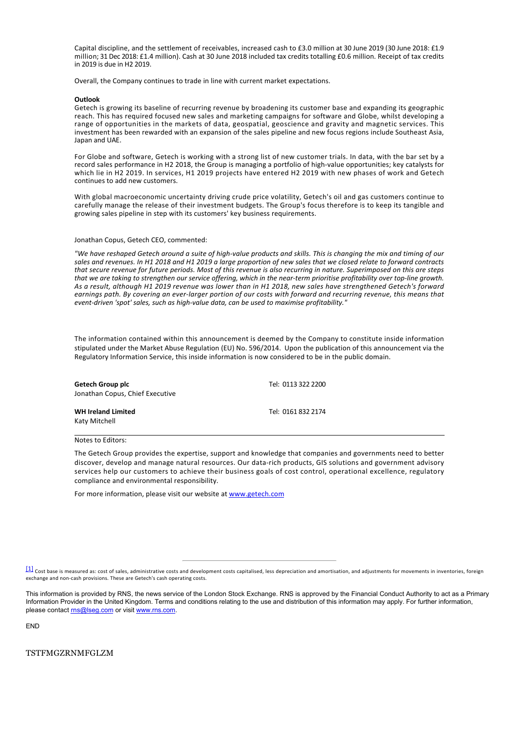Capital discipline, and the settlement of receivables, increased cash to £3.0 million at 30 June 2019 (30 June 2018: £1.9 million; 31 Dec 2018: £1.4 million). Cash at 30 June 2018 included tax credits totalling £0.6 million. Receipt of tax credits in 2019 is due in H2 2019.

Overall, the Company continues to trade in line with current market expectations.

**Outlook**

Getech is growing its baseline of recurring revenue by broadening its customer base and expanding its geographic reach. This has required focused new sales and marketing campaigns for software and Globe, whilst developing a range of opportunities in the markets of data, geospatial, geoscience and gravity and magnetic services. This investment has been rewarded with an expansion of the sales pipeline and new focus regions include Southeast Asia, Japan and UAE.

For Globe and software, Getech is working with a strong list of new customer trials. In data, with the bar set by a record sales performance in H2 2018, the Group is managing a portfolio of high-value opportunities; key catalysts for which lie in H2 2019. In services, H1 2019 projects have entered H2 2019 with new phases of work and Getech continues to add new customers.

With global macroeconomic uncertainty driving crude price volatility, Getech's oil and gas customers continue to carefully manage the release of their investment budgets. The Group's focus therefore is to keep its tangible and growing sales pipeline in step with its customers' key business requirements.

Jonathan Copus, Getech CEO, commented:

*"We have reshaped Getech around a suite of high-value products and skills. This is changing the mix and timing of our sales and revenues. In H1 2018 and H1 2019 a large proportion of new sales that we closed relate to forward contracts that secure revenue for future periods. Most of this revenue is also recurring in nature. Superimposed on this are steps that we are taking to strengthen our service offering, which in the near-term prioritise profitability over top-line growth. As a result, although H1 2019 revenue was lower than in H1 2018, new sales have strengthened Getech's forward earnings path. By covering an ever-larger portion of our costs with forward and recurring revenue, this means that event-driven 'spot' sales, such as high-value data, can be used to maximise profitability."*

The information contained within this announcement is deemed by the Company to constitute inside information stipulated under the Market Abuse Regulation (EU) No. 596/2014. Upon the publication of this announcement via the Regulatory Information Service, this inside information is now considered to be in the public domain.

| | |
|---|---|
| **Getech Group plc**<br>Jonathan Copus, Chief Executive | Tel: 0113 322 2200 |
| **WH Ireland Limited**<br>Katy Mitchell | Tel: 0161 832 2174 |

Notes to Editors:

The Getech Group provides the expertise, support and knowledge that companies and governments need to better discover, develop and manage natural resources. Our data-rich products, GIS solutions and government advisory services help our customers to achieve their business goals of cost control, operational excellence, regulatory compliance and environmental responsibility.

For more information, please visit our website at www.getech.com

---

[1] Cost base is measured as: cost of sales, administrative costs and development costs capitalised, less depreciation and amortisation, and adjustments for movements in inventories, foreign exchange and non-cash provisions. These are Getech's cash operating costs.

This information is provided by RNS, the news service of the London Stock Exchange. RNS is approved by the Financial Conduct Authority to act as a Primary Information Provider in the United Kingdom. Terms and conditions relating to the use and distribution of this information may apply. For further information, please contact rns@lseg.com or visit www.rns.com.

END

TSTFMGZRNMFGLZM